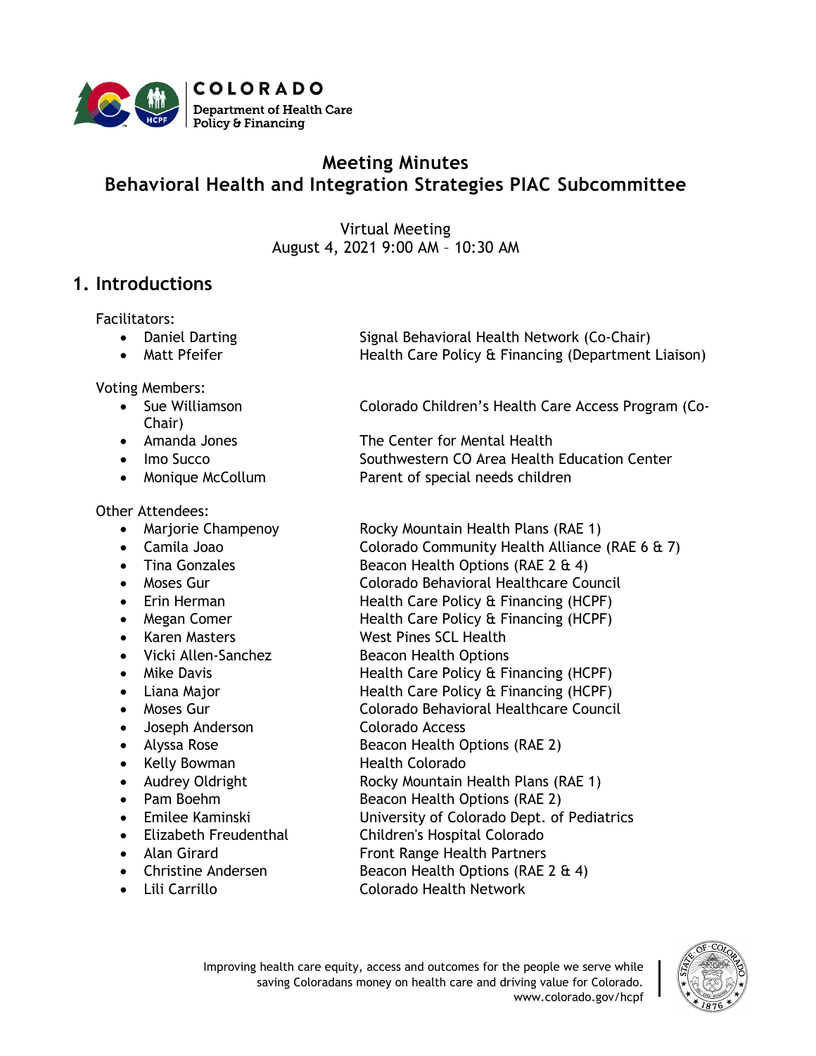# Meeting Minutes
# Behavioral Health and Integration Strategies PIAC Subcommittee

Virtual Meeting
August 4, 2021 9:00 AM – 10:30 AM

## 1. Introductions

Facilitators:

- Daniel Darting — Signal Behavioral Health Network (Co-Chair)
- Matt Pfeifer — Health Care Policy & Financing (Department Liaison)

Voting Members:

- Sue Williamson — Colorado Children's Health Care Access Program (Co-Chair)
- Amanda Jones — The Center for Mental Health
- Imo Succo — Southwestern CO Area Health Education Center
- Monique McCollum — Parent of special needs children

Other Attendees:

- Marjorie Champenoy — Rocky Mountain Health Plans (RAE 1)
- Camila Joao — Colorado Community Health Alliance (RAE 6 & 7)
- Tina Gonzales — Beacon Health Options (RAE 2 & 4)
- Moses Gur — Colorado Behavioral Healthcare Council
- Erin Herman — Health Care Policy & Financing (HCPF)
- Megan Comer — Health Care Policy & Financing (HCPF)
- Karen Masters — West Pines SCL Health
- Vicki Allen-Sanchez — Beacon Health Options
- Mike Davis — Health Care Policy & Financing (HCPF)
- Liana Major — Health Care Policy & Financing (HCPF)
- Moses Gur — Colorado Behavioral Healthcare Council
- Joseph Anderson — Colorado Access
- Alyssa Rose — Beacon Health Options (RAE 2)
- Kelly Bowman — Health Colorado
- Audrey Oldright — Rocky Mountain Health Plans (RAE 1)
- Pam Boehm — Beacon Health Options (RAE 2)
- Emilee Kaminski — University of Colorado Dept. of Pediatrics
- Elizabeth Freudenthal — Children's Hospital Colorado
- Alan Girard — Front Range Health Partners
- Christine Andersen — Beacon Health Options (RAE 2 & 4)
- Lili Carrillo — Colorado Health Network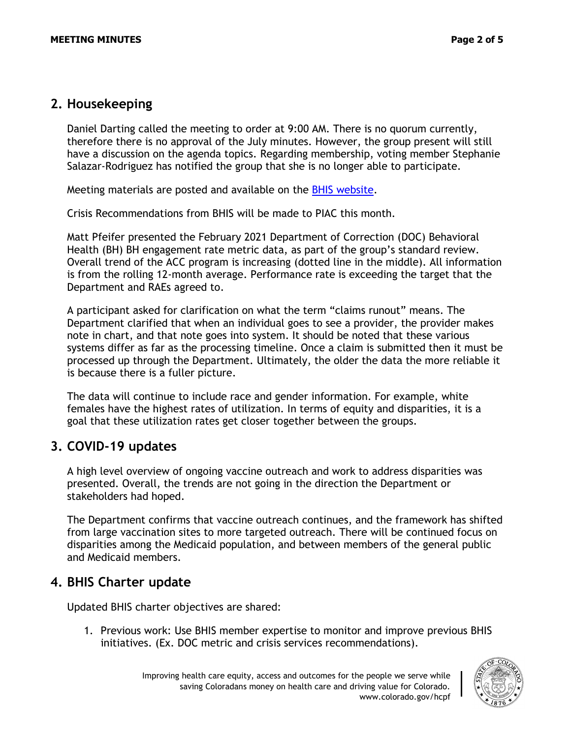## 2. Housekeeping

Daniel Darting called the meeting to order at 9:00 AM. There is no quorum currently, therefore there is no approval of the July minutes. However, the group present will still have a discussion on the agenda topics. Regarding membership, voting member Stephanie Salazar-Rodriguez has notified the group that she is no longer able to participate.

Meeting materials are posted and available on the [BHIS website](#).

Crisis Recommendations from BHIS will be made to PIAC this month.

Matt Pfeifer presented the February 2021 Department of Correction (DOC) Behavioral Health (BH) BH engagement rate metric data, as part of the group's standard review. Overall trend of the ACC program is increasing (dotted line in the middle). All information is from the rolling 12-month average. Performance rate is exceeding the target that the Department and RAEs agreed to.

A participant asked for clarification on what the term "claims runout" means. The Department clarified that when an individual goes to see a provider, the provider makes note in chart, and that note goes into system. It should be noted that these various systems differ as far as the processing timeline. Once a claim is submitted then it must be processed up through the Department. Ultimately, the older the data the more reliable it is because there is a fuller picture.

The data will continue to include race and gender information. For example, white females have the highest rates of utilization. In terms of equity and disparities, it is a goal that these utilization rates get closer together between the groups.

## 3. COVID-19 updates

A high level overview of ongoing vaccine outreach and work to address disparities was presented. Overall, the trends are not going in the direction the Department or stakeholders had hoped.

The Department confirms that vaccine outreach continues, and the framework has shifted from large vaccination sites to more targeted outreach. There will be continued focus on disparities among the Medicaid population, and between members of the general public and Medicaid members.

## 4. BHIS Charter update

Updated BHIS charter objectives are shared:

1. Previous work: Use BHIS member expertise to monitor and improve previous BHIS initiatives. (Ex. DOC metric and crisis services recommendations).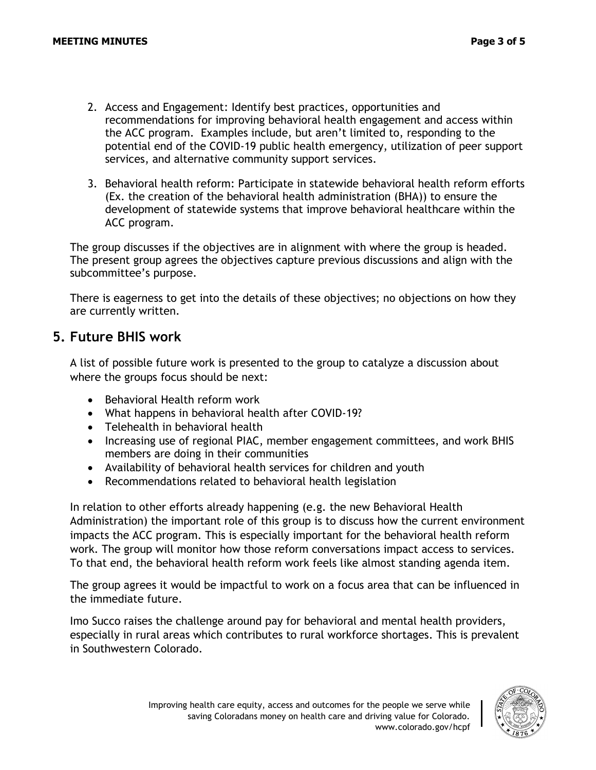2. Access and Engagement: Identify best practices, opportunities and recommendations for improving behavioral health engagement and access within the ACC program. Examples include, but aren't limited to, responding to the potential end of the COVID-19 public health emergency, utilization of peer support services, and alternative community support services.

3. Behavioral health reform: Participate in statewide behavioral health reform efforts (Ex. the creation of the behavioral health administration (BHA)) to ensure the development of statewide systems that improve behavioral healthcare within the ACC program.

The group discusses if the objectives are in alignment with where the group is headed. The present group agrees the objectives capture previous discussions and align with the subcommittee's purpose.

There is eagerness to get into the details of these objectives; no objections on how they are currently written.

## 5. Future BHIS work

A list of possible future work is presented to the group to catalyze a discussion about where the groups focus should be next:

- Behavioral Health reform work
- What happens in behavioral health after COVID-19?
- Telehealth in behavioral health
- Increasing use of regional PIAC, member engagement committees, and work BHIS members are doing in their communities
- Availability of behavioral health services for children and youth
- Recommendations related to behavioral health legislation

In relation to other efforts already happening (e.g. the new Behavioral Health Administration) the important role of this group is to discuss how the current environment impacts the ACC program. This is especially important for the behavioral health reform work. The group will monitor how those reform conversations impact access to services. To that end, the behavioral health reform work feels like almost standing agenda item.

The group agrees it would be impactful to work on a focus area that can be influenced in the immediate future.

Imo Succo raises the challenge around pay for behavioral and mental health providers, especially in rural areas which contributes to rural workforce shortages. This is prevalent in Southwestern Colorado.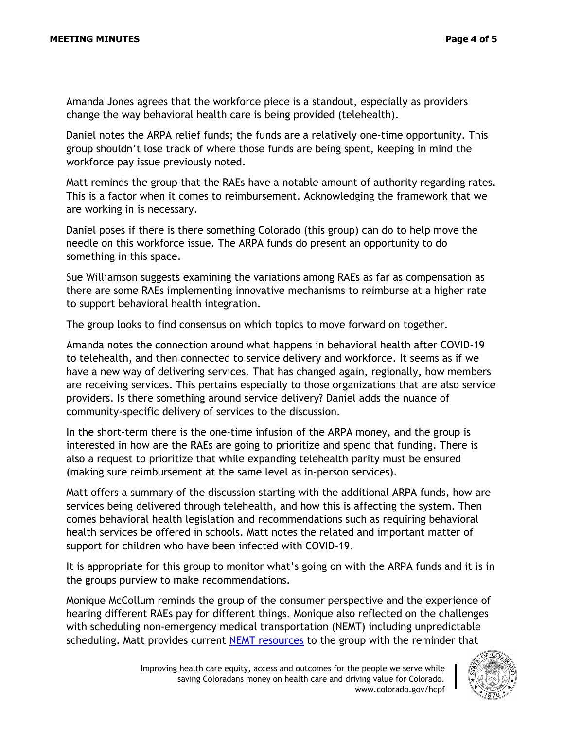Amanda Jones agrees that the workforce piece is a standout, especially as providers change the way behavioral health care is being provided (telehealth).

Daniel notes the ARPA relief funds; the funds are a relatively one-time opportunity. This group shouldn't lose track of where those funds are being spent, keeping in mind the workforce pay issue previously noted.

Matt reminds the group that the RAEs have a notable amount of authority regarding rates. This is a factor when it comes to reimbursement. Acknowledging the framework that we are working in is necessary.

Daniel poses if there is there something Colorado (this group) can do to help move the needle on this workforce issue. The ARPA funds do present an opportunity to do something in this space.

Sue Williamson suggests examining the variations among RAEs as far as compensation as there are some RAEs implementing innovative mechanisms to reimburse at a higher rate to support behavioral health integration.

The group looks to find consensus on which topics to move forward on together.

Amanda notes the connection around what happens in behavioral health after COVID-19 to telehealth, and then connected to service delivery and workforce. It seems as if we have a new way of delivering services. That has changed again, regionally, how members are receiving services. This pertains especially to those organizations that are also service providers. Is there something around service delivery? Daniel adds the nuance of community-specific delivery of services to the discussion.

In the short-term there is the one-time infusion of the ARPA money, and the group is interested in how are the RAEs are going to prioritize and spend that funding. There is also a request to prioritize that while expanding telehealth parity must be ensured (making sure reimbursement at the same level as in-person services).

Matt offers a summary of the discussion starting with the additional ARPA funds, how are services being delivered through telehealth, and how this is affecting the system. Then comes behavioral health legislation and recommendations such as requiring behavioral health services be offered in schools. Matt notes the related and important matter of support for children who have been infected with COVID-19.

It is appropriate for this group to monitor what's going on with the ARPA funds and it is in the groups purview to make recommendations.

Monique McCollum reminds the group of the consumer perspective and the experience of hearing different RAEs pay for different things. Monique also reflected on the challenges with scheduling non-emergency medical transportation (NEMT) including unpredictable scheduling. Matt provides current [NEMT resources] to the group with the reminder that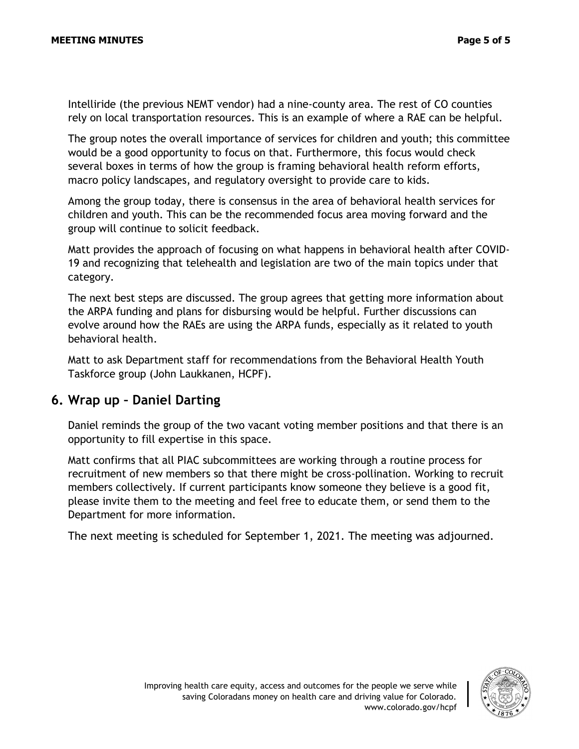Intelliride (the previous NEMT vendor) had a nine-county area. The rest of CO counties rely on local transportation resources. This is an example of where a RAE can be helpful.

The group notes the overall importance of services for children and youth; this committee would be a good opportunity to focus on that. Furthermore, this focus would check several boxes in terms of how the group is framing behavioral health reform efforts, macro policy landscapes, and regulatory oversight to provide care to kids.

Among the group today, there is consensus in the area of behavioral health services for children and youth. This can be the recommended focus area moving forward and the group will continue to solicit feedback.

Matt provides the approach of focusing on what happens in behavioral health after COVID-19 and recognizing that telehealth and legislation are two of the main topics under that category.

The next best steps are discussed. The group agrees that getting more information about the ARPA funding and plans for disbursing would be helpful. Further discussions can evolve around how the RAEs are using the ARPA funds, especially as it related to youth behavioral health.

Matt to ask Department staff for recommendations from the Behavioral Health Youth Taskforce group (John Laukkanen, HCPF).

## 6. Wrap up – Daniel Darting

Daniel reminds the group of the two vacant voting member positions and that there is an opportunity to fill expertise in this space.

Matt confirms that all PIAC subcommittees are working through a routine process for recruitment of new members so that there might be cross-pollination. Working to recruit members collectively. If current participants know someone they believe is a good fit, please invite them to the meeting and feel free to educate them, or send them to the Department for more information.

The next meeting is scheduled for September 1, 2021. The meeting was adjourned.